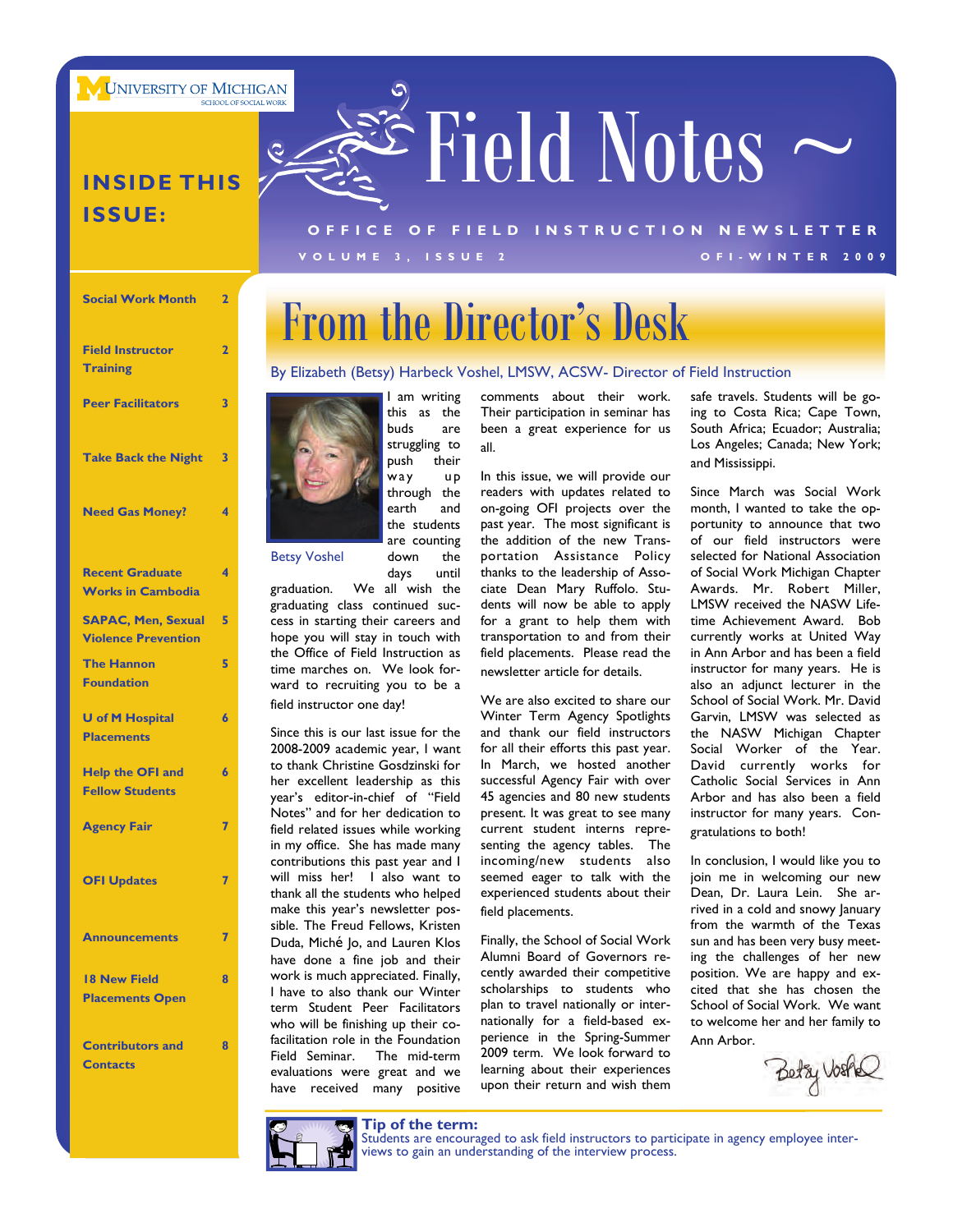University of Michigan School of Social Work

# Field Notes ~

OFFICE OF FIELD INSTRUCTION NEWSLETTER

VOLUME 3, ISSUE 2 — OFI-WINTER 2009

**INSIDE THIS ISSUE:**

| | |
|---|---|
| Social Work Month | 2 |
| Field Instructor Training | 2 |
| Peer Facilitators | 3 |
| Take Back the Night | 3 |
| Need Gas Money? | 4 |
| Recent Graduate Works in Cambodia | 4 |
| SAPAC, Men, Sexual Violence Prevention | 5 |
| The Hannon Foundation | 5 |
| U of M Hospital Placements | 6 |
| Help the OFI and Fellow Students | 6 |
| Agency Fair | 7 |
| OFI Updates | 7 |
| Announcements | 7 |
| 18 New Field Placements Open | 8 |
| Contributors and Contacts | 8 |

## From the Director's Desk

By Elizabeth (Betsy) Harbeck Voshel, LMSW, ACSW- Director of Field Instruction

Betsy Voshel

I am writing this as the buds are struggling to push their way up through the earth and the students are counting down the days until graduation. We all wish the graduating class continued success in starting their careers and hope you will stay in touch with the Office of Field Instruction as time marches on. We look forward to recruiting you to be a field instructor one day!

Since this is our last issue for the 2008-2009 academic year, I want to thank Christine Gosdzinski for her excellent leadership as this year's editor-in-chief of "Field Notes" and for her dedication to field related issues while working in my office. She has made many contributions this past year and I will miss her! I also want to thank all the students who helped make this year's newsletter possible. The Freud Fellows, Kristen Duda, Miché Jo, and Lauren Klos have done a fine job and their work is much appreciated. Finally, I have to also thank our Winter term Student Peer Facilitators who will be finishing up their co-facilitation role in the Foundation Field Seminar. The mid-term evaluations were great and we have received many positive comments about their work. Their participation in seminar has been a great experience for us all.

In this issue, we will provide our readers with updates related to on-going OFI projects over the past year. The most significant is the addition of the new Transportation Assistance Policy thanks to the leadership of Associate Dean Mary Ruffolo. Students will now be able to apply for a grant to help them with transportation to and from their field placements. Please read the newsletter article for details.

We are also excited to share our Winter Term Agency Spotlights and thank our field instructors for all their efforts this past year. In March, we hosted another successful Agency Fair with over 45 agencies and 80 new students present. It was great to see many current student interns representing the agency tables. The incoming/new students also seemed eager to talk with the experienced students about their field placements.

Finally, the School of Social Work Alumni Board of Governors recently awarded their competitive scholarships to students who plan to travel nationally or internationally for a field-based experience in the Spring-Summer 2009 term. We look forward to learning about their experiences upon their return and wish them safe travels. Students will be going to Costa Rica; Cape Town, South Africa; Ecuador; Australia; Los Angeles; Canada; New York; and Mississippi.

Since March was Social Work month, I wanted to take the opportunity to announce that two of our field instructors were selected for National Association of Social Work Michigan Chapter Awards. Mr. Robert Miller, LMSW received the NASW Lifetime Achievement Award. Bob currently works at United Way in Ann Arbor and has been a field instructor for many years. He is also an adjunct lecturer in the School of Social Work. Mr. David Garvin, LMSW was selected as the NASW Michigan Chapter Social Worker of the Year. David currently works for Catholic Social Services in Ann Arbor and has also been a field instructor for many years. Congratulations to both!

In conclusion, I would like you to join me in welcoming our new Dean, Dr. Laura Lein. She arrived in a cold and snowy January from the warmth of the Texas sun and has been very busy meeting the challenges of her new position. We are happy and excited that she has chosen the School of Social Work. We want to welcome her and her family to Ann Arbor.

Betsy Voshel

**Tip of the term:**
Students are encouraged to ask field instructors to participate in agency employee interviews to gain an understanding of the interview process.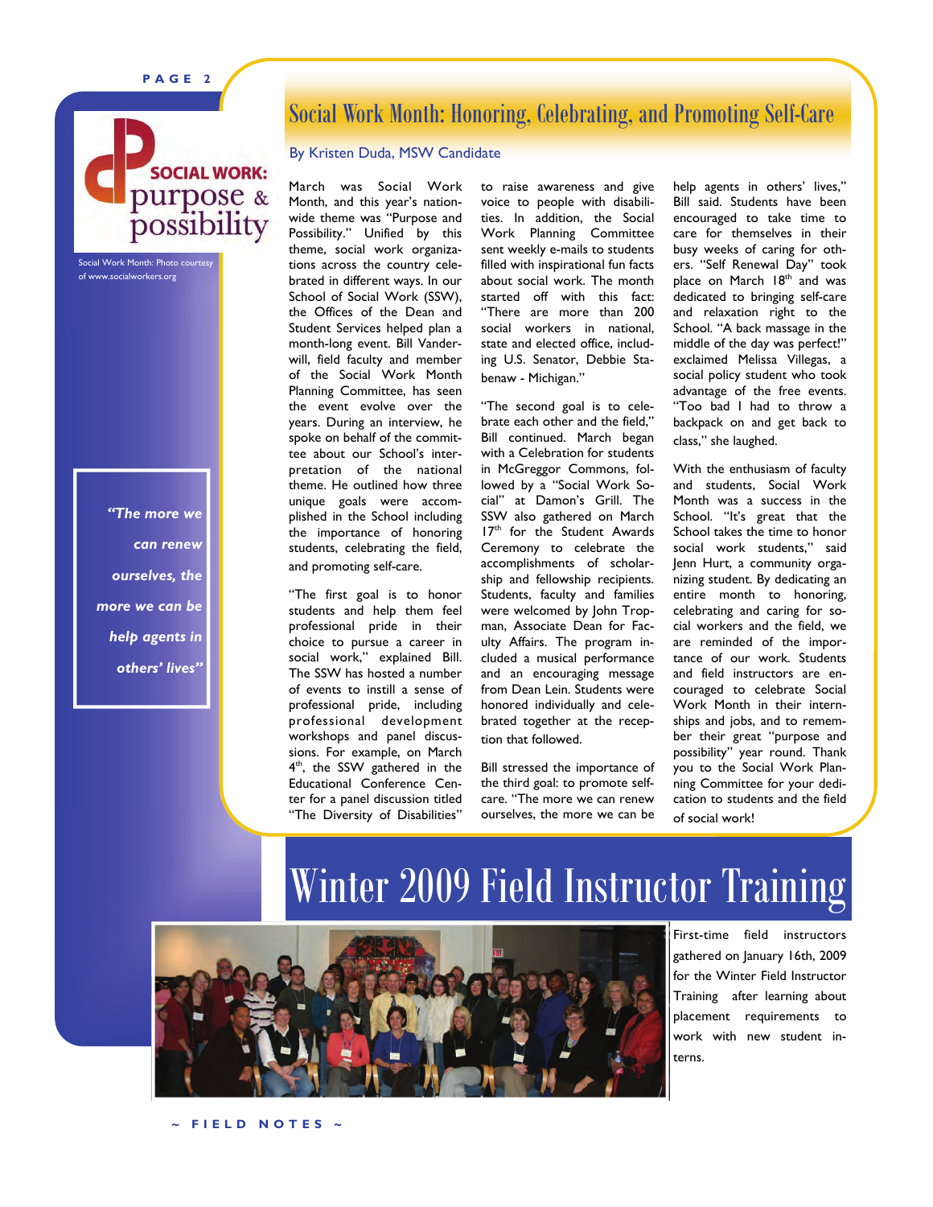SOCIAL WORK: purpose & possibility

Social Work Month: Photo courtesy of www.socialworkers.org

## Social Work Month: Honoring, Celebrating, and Promoting Self-Care

By Kristen Duda, MSW Candidate

March was Social Work Month, and this year's nationwide theme was "Purpose and Possibility." Unified by this theme, social work organizations across the country celebrated in different ways. In our School of Social Work (SSW), the Offices of the Dean and Student Services helped plan a month-long event. Bill Vanderwill, field faculty and member of the Social Work Month Planning Committee, has seen the event evolve over the years. During an interview, he spoke on behalf of the committee about our School's interpretation of the national theme. He outlined how three unique goals were accomplished in the School including the importance of honoring students, celebrating the field, and promoting self-care.

"The first goal is to honor students and help them feel professional pride in their choice to pursue a career in social work," explained Bill. The SSW has hosted a number of events to instill a sense of professional pride, including professional development workshops and panel discussions. For example, on March 4th, the SSW gathered in the Educational Conference Center for a panel discussion titled "The Diversity of Disabilities" to raise awareness and give voice to people with disabilities. In addition, the Social Work Planning Committee sent weekly e-mails to students filled with inspirational fun facts about social work. The month started off with this fact: "There are more than 200 social workers in national, state and elected office, including U.S. Senator, Debbie Stabenaw - Michigan."

"The second goal is to celebrate each other and the field," Bill continued. March began with a Celebration for students in McGreggor Commons, followed by a "Social Work Social" at Damon's Grill. The SSW also gathered on March 17th for the Student Awards Ceremony to celebrate the accomplishments of scholarship and fellowship recipients. Students, faculty and families were welcomed by John Tropman, Associate Dean for Faculty Affairs. The program included a musical performance and an encouraging message from Dean Lein. Students were honored individually and celebrated together at the reception that followed.

Bill stressed the importance of the third goal: to promote self-care. "The more we can renew ourselves, the more we can be help agents in others' lives," Bill said. Students have been encouraged to take time to care for themselves in their busy weeks of caring for others. "Self Renewal Day" took place on March 18th and was dedicated to bringing self-care and relaxation right to the School. "A back massage in the middle of the day was perfect!" exclaimed Melissa Villegas, a social policy student who took advantage of the free events. "Too bad I had to throw a backpack on and get back to class," she laughed.

> *"The more we can renew ourselves, the more we can be help agents in others' lives"*

With the enthusiasm of faculty and students, Social Work Month was a success in the School. "It's great that the School takes the time to honor social work students," said Jenn Hurt, a community organizing student. By dedicating an entire month to honoring, celebrating and caring for social workers and the field, we are reminded of the importance of our work. Students and field instructors are encouraged to celebrate Social Work Month in their internships and jobs, and to remember their great "purpose and possibility" year round. Thank you to the Social Work Planning Committee for your dedication to students and the field of social work!

# Winter 2009 Field Instructor Training

First-time field instructors gathered on January 16th, 2009 for the Winter Field Instructor Training after learning about placement requirements to work with new student interns.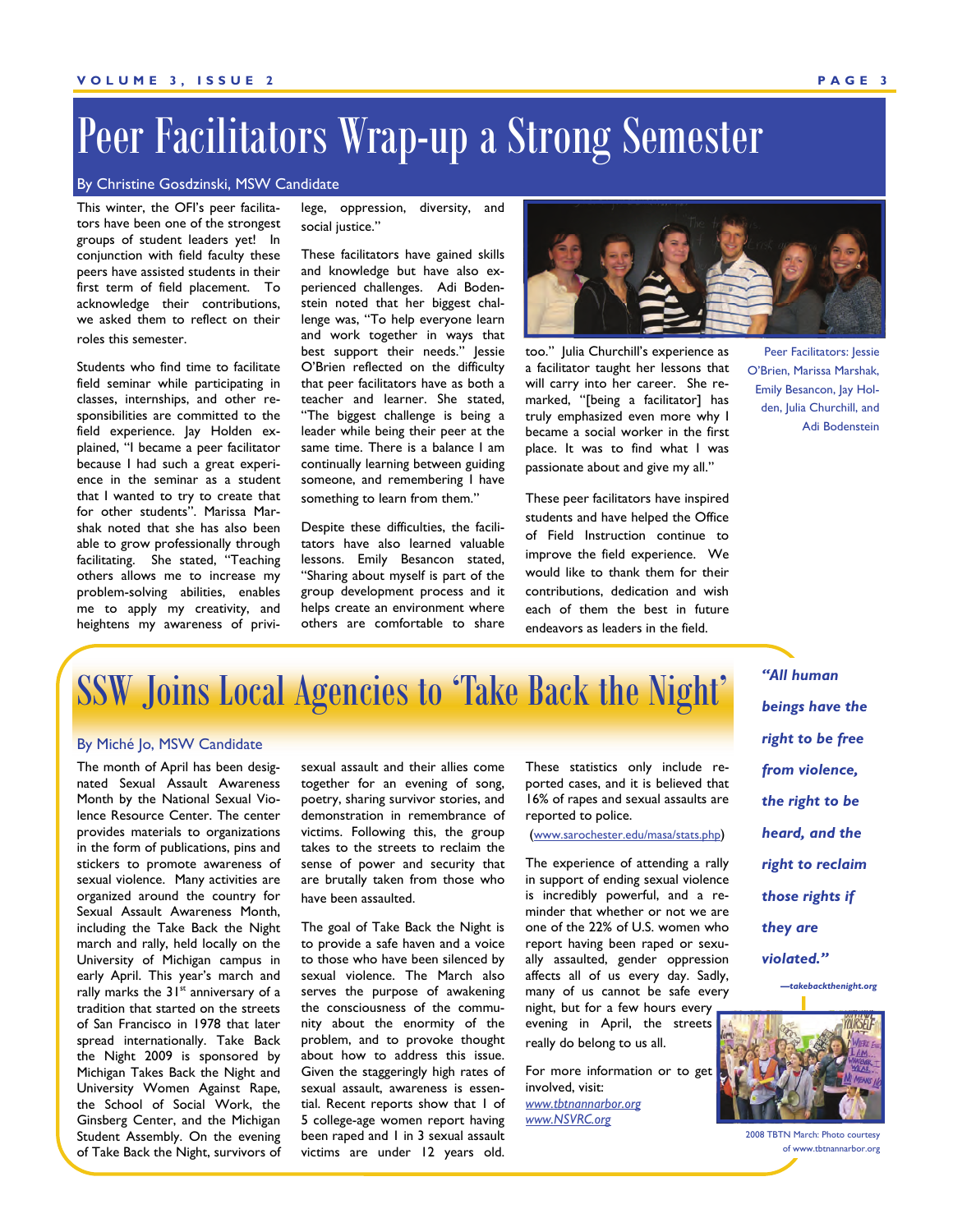# Peer Facilitators Wrap-up a Strong Semester

By Christine Gosdzinski, MSW Candidate

This winter, the OFI's peer facilitators have been one of the strongest groups of student leaders yet! In conjunction with field faculty these peers have assisted students in their first term of field placement. To acknowledge their contributions, we asked them to reflect on their roles this semester.

Students who find time to facilitate field seminar while participating in classes, internships, and other responsibilities are committed to the field experience. Jay Holden explained, "I became a peer facilitator because I had such a great experience in the seminar as a student that I wanted to try to create that for other students". Marissa Marshak noted that she has also been able to grow professionally through facilitating. She stated, "Teaching others allows me to increase my problem-solving abilities, enables me to apply my creativity, and heightens my awareness of privilege, oppression, diversity, and social justice."

These facilitators have gained skills and knowledge but have also experienced challenges. Adi Bodenstein noted that her biggest challenge was, "To help everyone learn and work together in ways that best support their needs." Jessie O'Brien reflected on the difficulty that peer facilitators have as both a teacher and learner. She stated, "The biggest challenge is being a leader while being their peer at the same time. There is a balance I am continually learning between guiding someone, and remembering I have something to learn from them."

Despite these difficulties, the facilitators have also learned valuable lessons. Emily Besancon stated, "Sharing about myself is part of the group development process and it helps create an environment where others are comfortable to share too." Julia Churchill's experience as a facilitator taught her lessons that will carry into her career. She remarked, "[being a facilitator] has truly emphasized even more why I became a social worker in the first place. It was to find what I was passionate about and give my all."

These peer facilitators have inspired students and have helped the Office of Field Instruction continue to improve the field experience. We would like to thank them for their contributions, dedication and wish each of them the best in future endeavors as leaders in the field.

Peer Facilitators: Jessie O'Brien, Marissa Marshak, Emily Besancon, Jay Holden, Julia Churchill, and Adi Bodenstein

# SSW Joins Local Agencies to 'Take Back the Night'

By Miché Jo, MSW Candidate

The month of April has been designated Sexual Assault Awareness Month by the National Sexual Violence Resource Center. The center provides materials to organizations in the form of publications, pins and stickers to promote awareness of sexual violence. Many activities are organized around the country for Sexual Assault Awareness Month, including the Take Back the Night march and rally, held locally on the University of Michigan campus in early April. This year's march and rally marks the 31st anniversary of a tradition that started on the streets of San Francisco in 1978 that later spread internationally. Take Back the Night 2009 is sponsored by Michigan Takes Back the Night and University Women Against Rape, the School of Social Work, the Ginsberg Center, and the Michigan Student Assembly. On the evening of Take Back the Night, survivors of sexual assault and their allies come together for an evening of song, poetry, sharing survivor stories, and demonstration in remembrance of victims. Following this, the group takes to the streets to reclaim the sense of power and security that are brutally taken from those who have been assaulted.

The goal of Take Back the Night is to provide a safe haven and a voice to those who have been silenced by sexual violence. The March also serves the purpose of awakening the consciousness of the community about the enormity of the problem, and to provoke thought about how to address this issue. Given the staggeringly high rates of sexual assault, awareness is essential. Recent reports show that 1 of 5 college-age women report having been raped and 1 in 3 sexual assault victims are under 12 years old. These statistics only include reported cases, and it is believed that 16% of rapes and sexual assaults are reported to police.

(www.sarochester.edu/masa/stats.php)

The experience of attending a rally in support of ending sexual violence is incredibly powerful, and a reminder that whether or not we are one of the 22% of U.S. women who report having been raped or sexually assaulted, gender oppression affects all of us every day. Sadly, many of us cannot be safe every night, but for a few hours every evening in April, the streets really do belong to us all.

For more information or to get involved, visit:
*www.tbtnannarbor.org*
*www.NSVRC.org*

***"All human beings have the right to be free from violence, the right to be heard, and the right to reclaim those rights if they are violated."***

***—takebackthenight.org***

2008 TBTN March: Photo courtesy of www.tbtnannarbor.org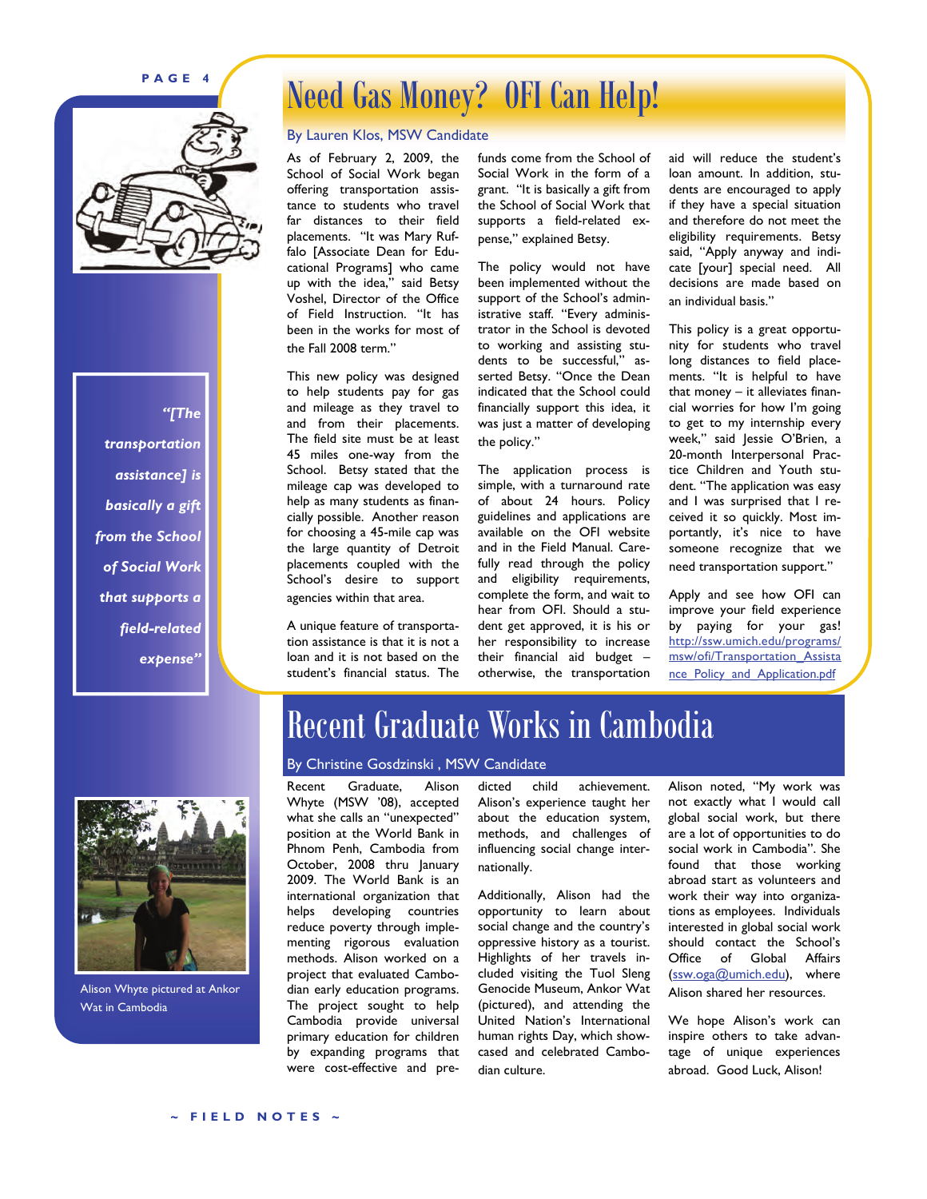# Need Gas Money? OFI Can Help!

By Lauren Klos, MSW Candidate

As of February 2, 2009, the School of Social Work began offering transportation assistance to students who travel far distances to their field placements. "It was Mary Ruffalo [Associate Dean for Educational Programs] who came up with the idea," said Betsy Voshel, Director of the Office of Field Instruction. "It has been in the works for most of the Fall 2008 term."

This new policy was designed to help students pay for gas and mileage as they travel to and from their placements. The field site must be at least 45 miles one-way from the School. Betsy stated that the mileage cap was developed to help as many students as financially possible. Another reason for choosing a 45-mile cap was the large quantity of Detroit placements coupled with the School's desire to support agencies within that area.

A unique feature of transportation assistance is that it is not a loan and it is not based on the student's financial status. The funds come from the School of Social Work in the form of a grant. "It is basically a gift from the School of Social Work that supports a field-related expense," explained Betsy.

The policy would not have been implemented without the support of the School's administrative staff. "Every administrator in the School is devoted to working and assisting students to be successful," asserted Betsy. "Once the Dean indicated that the School could financially support this idea, it was just a matter of developing the policy."

The application process is simple, with a turnaround rate of about 24 hours. Policy guidelines and applications are available on the OFI website and in the Field Manual. Carefully read through the policy and eligibility requirements, complete the form, and wait to hear from OFI. Should a student get approved, it is his or her responsibility to increase their financial aid budget – otherwise, the transportation aid will reduce the student's loan amount. In addition, students are encouraged to apply if they have a special situation and therefore do not meet the eligibility requirements. Betsy said, "Apply anyway and indicate [your] special need. All decisions are made based on an individual basis."

This policy is a great opportunity for students who travel long distances to field placements. "It is helpful to have that money – it alleviates financial worries for how I'm going to get to my internship every week," said Jessie O'Brien, a 20-month Interpersonal Practice Children and Youth student. "The application was easy and I was surprised that I received it so quickly. Most importantly, it's nice to have someone recognize that we need transportation support."

Apply and see how OFI can improve your field experience by paying for your gas! http://ssw.umich.edu/programs/msw/ofi/Transportation_Assistance_Policy_and_Application.pdf

> *"[The transportation assistance] is basically a gift from the School of Social Work that supports a field-related expense"*

# Recent Graduate Works in Cambodia

By Christine Gosdzinski , MSW Candidate

Recent Graduate, Alison Whyte (MSW '08), accepted what she calls an "unexpected" position at the World Bank in Phnom Penh, Cambodia from October, 2008 thru January 2009. The World Bank is an international organization that helps developing countries reduce poverty through implementing rigorous evaluation methods. Alison worked on a project that evaluated Cambodian early education programs. The project sought to help Cambodia provide universal primary education for children by expanding programs that were cost-effective and predicted child achievement. Alison's experience taught her about the education system, methods, and challenges of influencing social change internationally.

Additionally, Alison had the opportunity to learn about social change and the country's oppressive history as a tourist. Highlights of her travels included visiting the Tuol Sleng Genocide Museum, Ankor Wat (pictured), and attending the United Nation's International human rights Day, which showcased and celebrated Cambodian culture.

Alison noted, "My work was not exactly what I would call global social work, but there are a lot of opportunities to do social work in Cambodia". She found that those working abroad start as volunteers and work their way into organizations as employees. Individuals interested in global social work should contact the School's Office of Global Affairs (ssw.oga@umich.edu), where Alison shared her resources.

We hope Alison's work can inspire others to take advantage of unique experiences abroad. Good Luck, Alison!

Alison Whyte pictured at Ankor Wat in Cambodia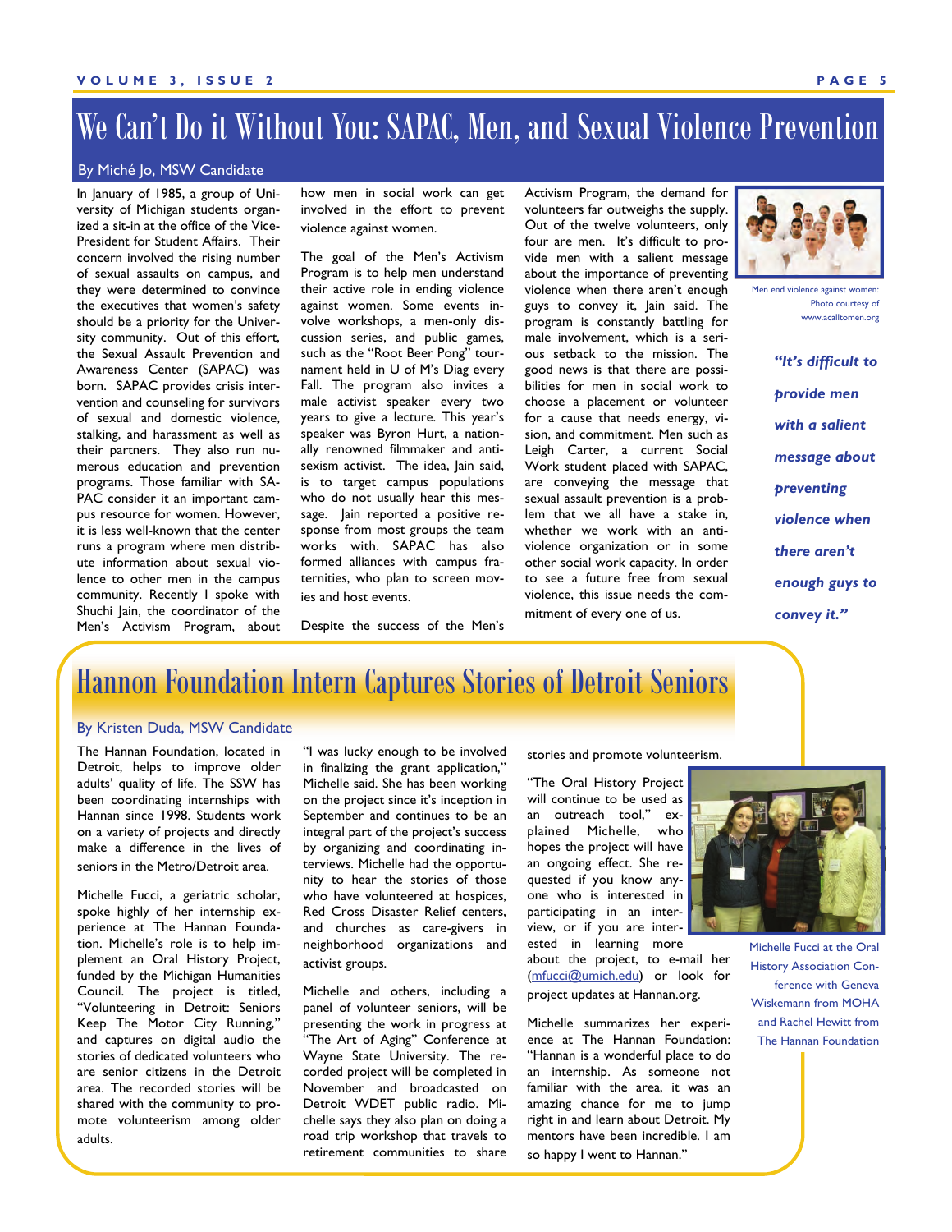# We Can't Do it Without You: SAPAC, Men, and Sexual Violence Prevention

By Miché Jo, MSW Candidate

In January of 1985, a group of University of Michigan students organized a sit-in at the office of the Vice-President for Student Affairs. Their concern involved the rising number of sexual assaults on campus, and they were determined to convince the executives that women's safety should be a priority for the University community. Out of this effort, the Sexual Assault Prevention and Awareness Center (SAPAC) was born. SAPAC provides crisis intervention and counseling for survivors of sexual and domestic violence, stalking, and harassment as well as their partners. They also run numerous education and prevention programs. Those familiar with SAPAC consider it an important campus resource for women. However, it is less well-known that the center runs a program where men distribute information about sexual violence to other men in the campus community. Recently I spoke with Shuchi Jain, the coordinator of the Men's Activism Program, about how men in social work can get involved in the effort to prevent violence against women.

The goal of the Men's Activism Program is to help men understand their active role in ending violence against women. Some events involve workshops, a men-only discussion series, and public games, such as the "Root Beer Pong" tournament held in U of M's Diag every Fall. The program also invites a male activist speaker every two years to give a lecture. This year's speaker was Byron Hurt, a nationally renowned filmmaker and anti-sexism activist. The idea, Jain said, is to target campus populations who do not usually hear this message. Jain reported a positive response from most groups the team works with. SAPAC has also formed alliances with campus fraternities, who plan to screen movies and host events.

Despite the success of the Men's Activism Program, the demand for volunteers far outweighs the supply. Out of the twelve volunteers, only four are men. It's difficult to provide men with a salient message about the importance of preventing violence when there aren't enough guys to convey it, Jain said. The program is constantly battling for male involvement, which is a serious setback to the mission. The good news is that there are possibilities for men in social work to choose a placement or volunteer for a cause that needs energy, vision, and commitment. Men such as Leigh Carter, a current Social Work student placed with SAPAC, are conveying the message that sexual assault prevention is a problem that we all have a stake in, whether we work with an anti-violence organization or in some other social work capacity. In order to see a future free from sexual violence, this issue needs the commitment of every one of us.

Men end violence against women: Photo courtesy of www.acalltomen.org

***"It's difficult to provide men with a salient message about preventing violence when there aren't enough guys to convey it."***

# Hannon Foundation Intern Captures Stories of Detroit Seniors

By Kristen Duda, MSW Candidate

The Hannan Foundation, located in Detroit, helps to improve older adults' quality of life. The SSW has been coordinating internships with Hannan since 1998. Students work on a variety of projects and directly make a difference in the lives of seniors in the Metro/Detroit area.

Michelle Fucci, a geriatric scholar, spoke highly of her internship experience at The Hannan Foundation. Michelle's role is to help implement an Oral History Project, funded by the Michigan Humanities Council. The project is titled, "Volunteering in Detroit: Seniors Keep The Motor City Running," and captures on digital audio the stories of dedicated volunteers who are senior citizens in the Detroit area. The recorded stories will be shared with the community to promote volunteerism among older adults.

"I was lucky enough to be involved in finalizing the grant application," Michelle said. She has been working on the project since it's inception in September and continues to be an integral part of the project's success by organizing and coordinating interviews. Michelle had the opportunity to hear the stories of those who have volunteered at hospices, Red Cross Disaster Relief centers, and churches as care-givers in neighborhood organizations and activist groups.

Michelle and others, including a panel of volunteer seniors, will be presenting the work in progress at "The Art of Aging" Conference at Wayne State University. The recorded project will be completed in November and broadcasted on Detroit WDET public radio. Michelle says they also plan on doing a road trip workshop that travels to retirement communities to share stories and promote volunteerism.

"The Oral History Project will continue to be used as an outreach tool," explained Michelle, who hopes the project will have an ongoing effect. She requested if you know anyone who is interested in participating in an interview, or if you are interested in learning more about the project, to e-mail her (mfucci@umich.edu) or look for project updates at Hannan.org.

Michelle summarizes her experience at The Hannan Foundation: "Hannan is a wonderful place to do an internship. As someone not familiar with the area, it was an amazing chance for me to jump right in and learn about Detroit. My mentors have been incredible. I am so happy I went to Hannan."

Michelle Fucci at the Oral History Association Conference with Geneva Wiskemann from MOHA and Rachel Hewitt from The Hannan Foundation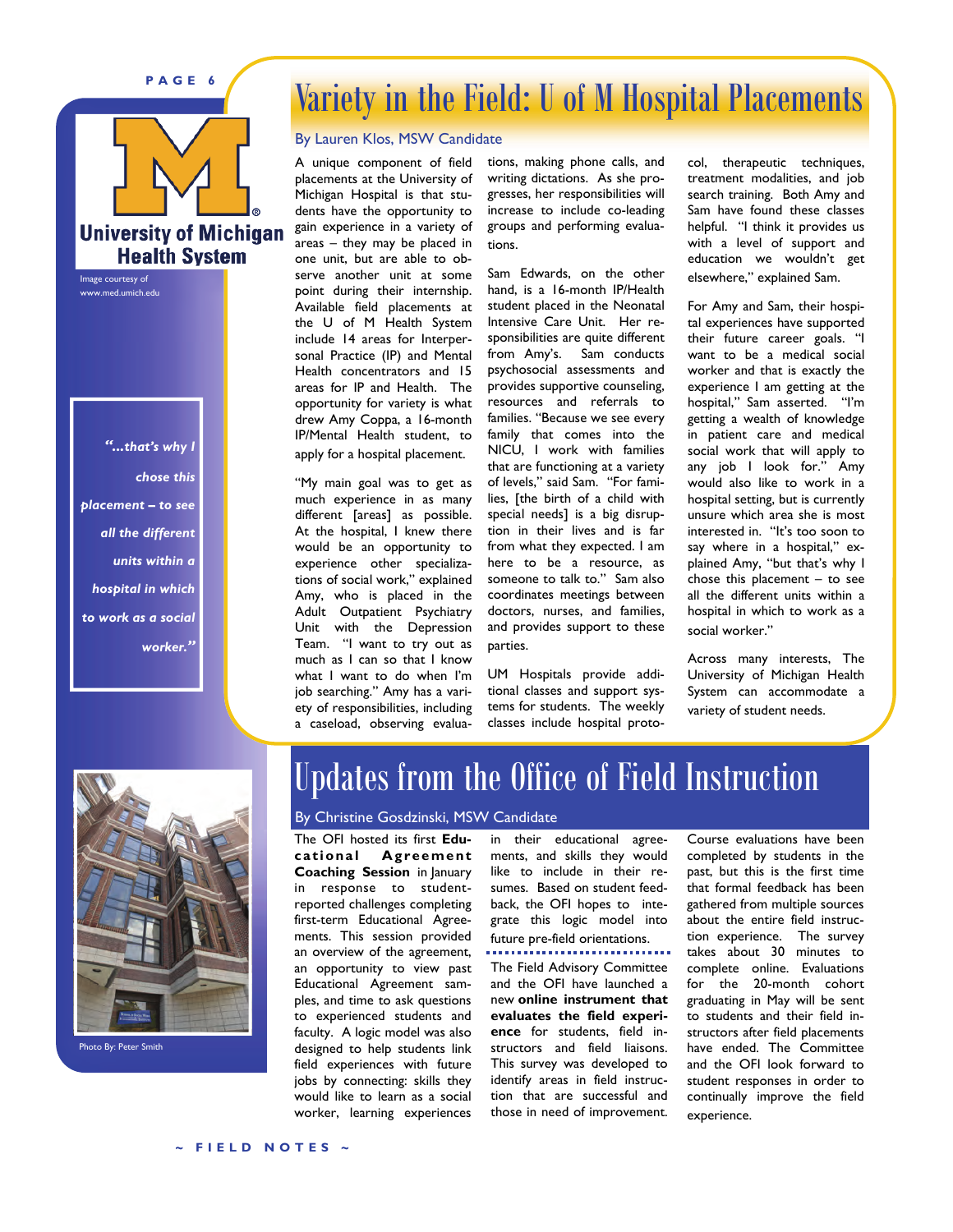# Variety in the Field: U of M Hospital Placements

By Lauren Klos, MSW Candidate

A unique component of field placements at the University of Michigan Hospital is that students have the opportunity to gain experience in a variety of areas – they may be placed in one unit, but are able to observe another unit at some point during their internship. Available field placements at the U of M Health System include 14 areas for Interpersonal Practice (IP) and Mental Health concentrators and 15 areas for IP and Health. The opportunity for variety is what drew Amy Coppa, a 16-month IP/Mental Health student, to apply for a hospital placement.

"My main goal was to get as much experience in as many different [areas] as possible. At the hospital, I knew there would be an opportunity to experience other specializations of social work," explained Amy, who is placed in the Adult Outpatient Psychiatry Unit with the Depression Team. "I want to try out as much as I can so that I know what I want to do when I'm job searching." Amy has a variety of responsibilities, including a caseload, observing evaluations, making phone calls, and writing dictations. As she progresses, her responsibilities will increase to include co-leading groups and performing evaluations.

Sam Edwards, on the other hand, is a 16-month IP/Health student placed in the Neonatal Intensive Care Unit. Her responsibilities are quite different from Amy's. Sam conducts psychosocial assessments and provides supportive counseling, resources and referrals to families. "Because we see every family that comes into the NICU, I work with families that are functioning at a variety of levels," said Sam. "For families, [the birth of a child with special needs] is a big disruption in their lives and is far from what they expected. I am here to be a resource, as someone to talk to." Sam also coordinates meetings between doctors, nurses, and families, and provides support to these parties.

UM Hospitals provide additional classes and support systems for students. The weekly classes include hospital protocol, therapeutic techniques, treatment modalities, and job search training. Both Amy and Sam have found these classes helpful. "I think it provides us with a level of support and education we wouldn't get elsewhere," explained Sam.

For Amy and Sam, their hospital experiences have supported their future career goals. "I want to be a medical social worker and that is exactly the experience I am getting at the hospital," Sam asserted. "I'm getting a wealth of knowledge in patient care and medical social work that will apply to any job I look for." Amy would also like to work in a hospital setting, but is currently unsure which area she is most interested in. "It's too soon to say where in a hospital," explained Amy, "but that's why I chose this placement – to see all the different units within a hospital in which to work as a social worker."

Across many interests, The University of Michigan Health System can accommodate a variety of student needs.

University of Michigan Health System

Image courtesy of www.med.umich.edu

*"...that's why I chose this placement – to see all the different units within a hospital in which to work as a social worker."*

Photo By: Peter Smith

# Updates from the Office of Field Instruction

By Christine Gosdzinski, MSW Candidate

The OFI hosted its first **Educational Agreement Coaching Session** in January in response to student-reported challenges completing first-term Educational Agreements. This session provided an overview of the agreement, an opportunity to view past Educational Agreement samples, and time to ask questions to experienced students and faculty. A logic model was also designed to help students link field experiences with future jobs by connecting: skills they would like to learn as a social worker, learning experiences in their educational agreements, and skills they would like to include in their resumes. Based on student feedback, the OFI hopes to integrate this logic model into future pre-field orientations.

The Field Advisory Committee and the OFI have launched a new **online instrument that evaluates the field experience** for students, field instructors and field liaisons. This survey was developed to identify areas in field instruction that are successful and those in need of improvement. Course evaluations have been completed by students in the past, but this is the first time that formal feedback has been gathered from multiple sources about the entire field instruction experience. The survey takes about 30 minutes to complete online. Evaluations for the 20-month cohort graduating in May will be sent to students and their field instructors after field placements have ended. The Committee and the OFI look forward to student responses in order to continually improve the field experience.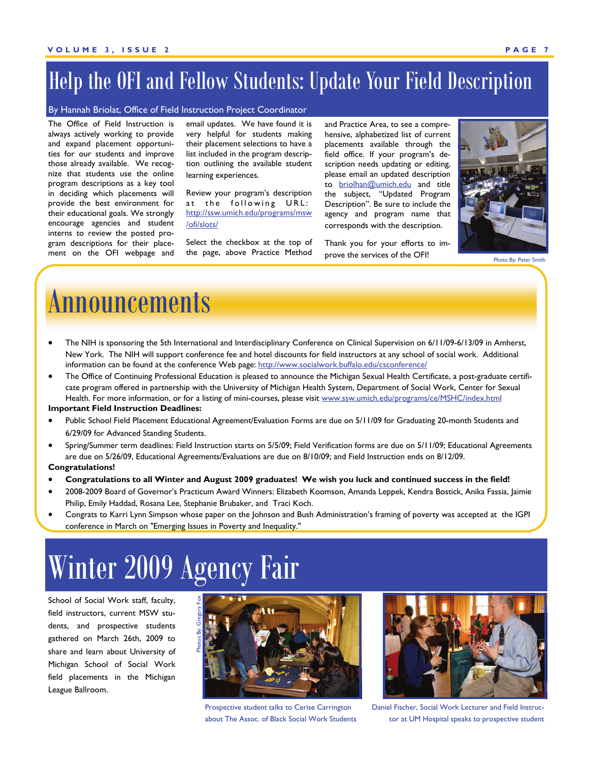# Help the OFI and Fellow Students: Update Your Field Description

By Hannah Briolat, Office of Field Instruction Project Coordinator

The Office of Field Instruction is always actively working to provide and expand placement opportunities for our students and improve those already available. We recognize that students use the online program descriptions as a key tool in deciding which placements will provide the best environment for their educational goals. We strongly encourage agencies and student interns to review the posted program descriptions for their placement on the OFI webpage and email updates. We have found it is very helpful for students making their placement selections to have a list included in the program description outlining the available student learning experiences.

Review your program's description at the following URL: http://ssw.umich.edu/programs/msw/ofi/slots/

Select the checkbox at the top of the page, above Practice Method and Practice Area, to see a comprehensive, alphabetized list of current placements available through the field office. If your program's description needs updating or editing, please email an updated description to briolhan@umich.edu and title the subject, "Updated Program Description". Be sure to include the agency and program name that corresponds with the description.

Thank you for your efforts to improve the services of the OFI!

Photo By: Peter Smith

# Announcements

- The NIH is sponsoring the 5th International and Interdisciplinary Conference on Clinical Supervision on 6/11/09-6/13/09 in Amherst, New York. The NIH will support conference fee and hotel discounts for field instructors at any school of social work. Additional information can be found at the conference Web page: http://www.socialwork.buffalo.edu/csconference/
- The Office of Continuing Professional Education is pleased to announce the Michigan Sexual Health Certificate, a post-graduate certificate program offered in partnership with the University of Michigan Health System, Department of Social Work, Center for Sexual Health. For more information, or for a listing of mini-courses, please visit www.ssw.umich.edu/programs/ce/MSHC/index.html

**Important Field Instruction Deadlines:**

- Public School Field Placement Educational Agreement/Evaluation Forms are due on 5/11/09 for Graduating 20-month Students and 6/29/09 for Advanced Standing Students.
- Spring/Summer term deadlines: Field Instruction starts on 5/5/09; Field Verification forms are due on 5/11/09; Educational Agreements are due on 5/26/09, Educational Agreements/Evaluations are due on 8/10/09; and Field Instruction ends on 8/12/09.

**Congratulations!**

- **Congratulations to all Winter and August 2009 graduates! We wish you luck and continued success in the field!**
- 2008-2009 Board of Governor's Practicum Award Winners: Elizabeth Koomson, Amanda Leppek, Kendra Bostick, Anika Fassia, Jaimie Philip, Emily Haddad, Rosana Lee, Stephanie Brubaker, and Traci Koch.
- Congrats to Karri Lynn Simpson whose paper on the Johnson and Bush Administration's framing of poverty was accepted at the IGPI conference in March on "Emerging Issues in Poverty and Inequality."

# Winter 2009 Agency Fair

School of Social Work staff, faculty, field instructors, current MSW students, and prospective students gathered on March 26th, 2009 to share and learn about University of Michigan School of Social Work field placements in the Michigan League Ballroom.

Photos By: Gregory Fox

Prospective student talks to Cerise Carrington about The Assoc. of Black Social Work Students

Daniel Fischer, Social Work Lecturer and Field Instructor at UM Hospital speaks to prospective student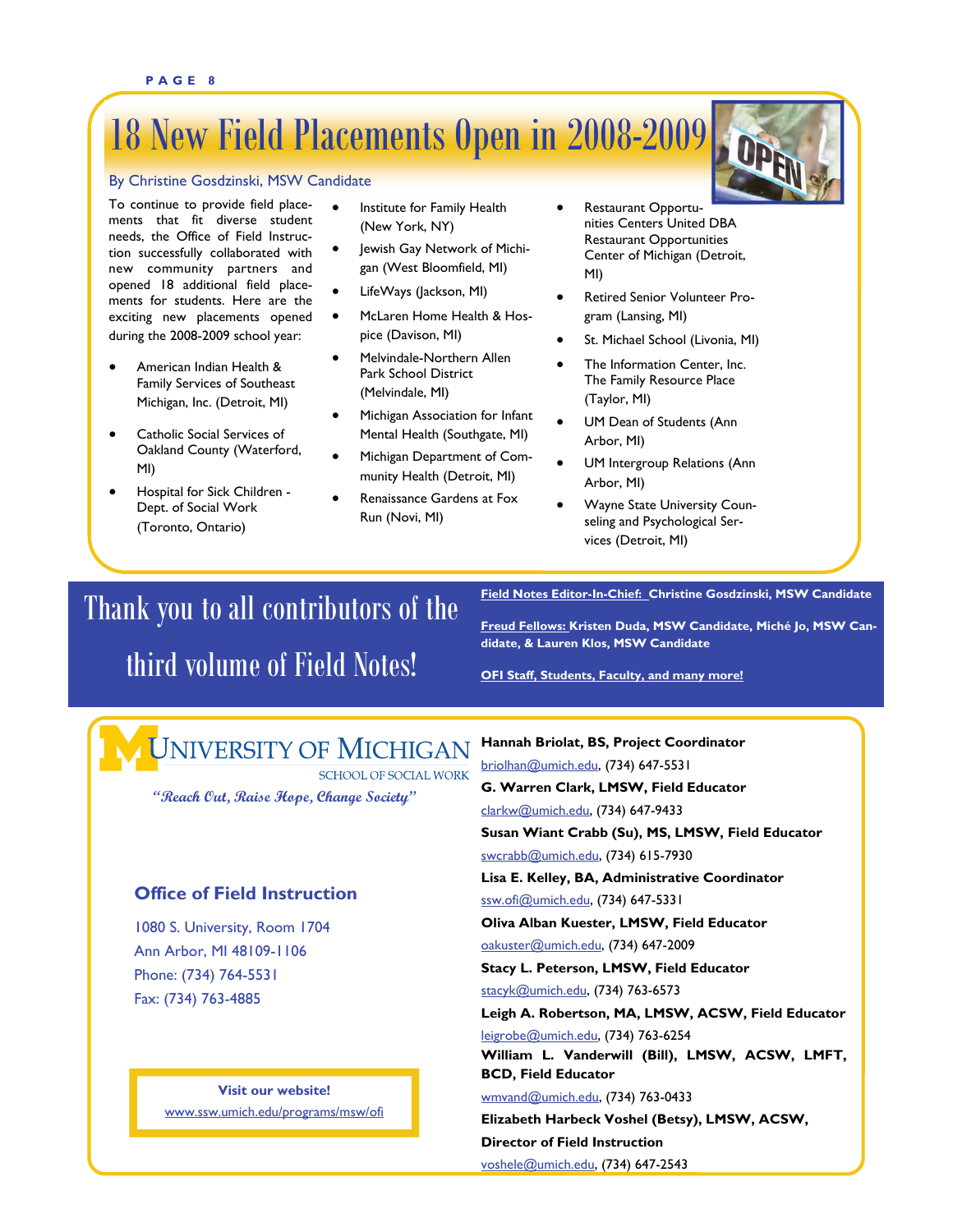# 18 New Field Placements Open in 2008-2009

By Christine Goszdzinski, MSW Candidate

To continue to provide field placements that fit diverse student needs, the Office of Field Instruction successfully collaborated with new community partners and opened 18 additional field placements for students. Here are the exciting new placements opened during the 2008-2009 school year:

- American Indian Health & Family Services of Southeast Michigan, Inc. (Detroit, MI)
- Catholic Social Services of Oakland County (Waterford, MI)
- Hospital for Sick Children - Dept. of Social Work (Toronto, Ontario)
- Institute for Family Health (New York, NY)
- Jewish Gay Network of Michigan (West Bloomfield, MI)
- LifeWays (Jackson, MI)
- McLaren Home Health & Hospice (Davison, MI)
- Melvindale-Northern Allen Park School District (Melvindale, MI)
- Michigan Association for Infant Mental Health (Southgate, MI)
- Michigan Department of Community Health (Detroit, MI)
- Renaissance Gardens at Fox Run (Novi, MI)
- Restaurant Opportunities Centers United DBA Restaurant Opportunities Center of Michigan (Detroit, MI)
- Retired Senior Volunteer Program (Lansing, MI)
- St. Michael School (Livonia, MI)
- The Information Center, Inc. The Family Resource Place (Taylor, MI)
- UM Dean of Students (Ann Arbor, MI)
- UM Intergroup Relations (Ann Arbor, MI)
- Wayne State University Counseling and Psychological Services (Detroit, MI)

## Thank you to all contributors of the third volume of Field Notes!

**Field Notes Editor-In-Chief: Christine Gosdzinski, MSW Candidate**

**Freud Fellows: Kristen Duda, MSW Candidate, Miché Jo, MSW Candidate, & Lauren Klos, MSW Candidate**

**OFI Staff, Students, Faculty, and many more!**

UNIVERSITY OF MICHIGAN
SCHOOL OF SOCIAL WORK

*"Reach Out, Raise Hope, Change Society"*

### Office of Field Instruction

1080 S. University, Room 1704
Ann Arbor, MI 48109-1106
Phone: (734) 764-5531
Fax: (734) 763-4885

**Visit our website!**
www.ssw.umich.edu/programs/msw/ofi

**Hannah Briolat, BS, Project Coordinator**
briolhan@umich.edu, (734) 647-5531

**G. Warren Clark, LMSW, Field Educator**
clarkw@umich.edu, (734) 647-9433

**Susan Wiant Crabb (Su), MS, LMSW, Field Educator**
swcrabb@umich.edu, (734) 615-7930

**Lisa E. Kelley, BA, Administrative Coordinator**
ssw.ofi@umich.edu, (734) 647-5331

**Oliva Alban Kuester, LMSW, Field Educator**
oakuster@umich.edu, (734) 647-2009

**Stacy L. Peterson, LMSW, Field Educator**
stacyk@umich.edu, (734) 763-6573

**Leigh A. Robertson, MA, LMSW, ACSW, Field Educator**
leigrobe@umich.edu, (734) 763-6254

**William L. Vanderwill (Bill), LMSW, ACSW, LMFT, BCD, Field Educator**
wmvand@umich.edu, (734) 763-0433

**Elizabeth Harbeck Voshel (Betsy), LMSW, ACSW, Director of Field Instruction**
voshele@umich.edu, (734) 647-2543